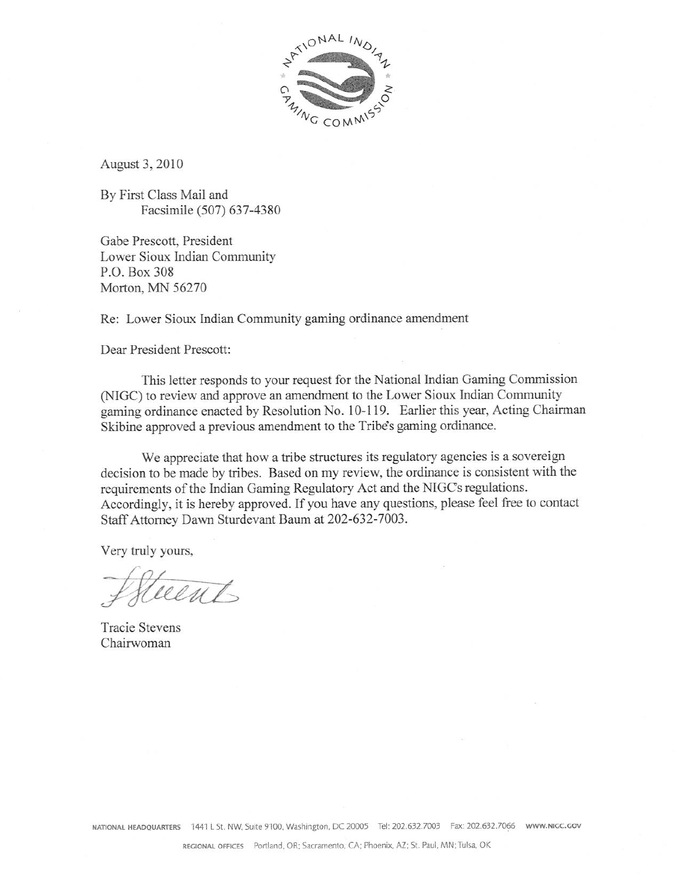August 3, 2010

By First Class Mail and
Facsimile (507) 637-4380

Gabe Prescott, President
Lower Sioux Indian Community
P.O. Box 308
Morton, MN 56270

Re: Lower Sioux Indian Community gaming ordinance amendment

Dear President Prescott:

This letter responds to your request for the National Indian Gaming Commission (NIGC) to review and approve an amendment to the Lower Sioux Indian Community gaming ordinance enacted by Resolution No. 10-119. Earlier this year, Acting Chairman Skibine approved a previous amendment to the Tribe's gaming ordinance.

We appreciate that how a tribe structures its regulatory agencies is a sovereign decision to be made by tribes. Based on my review, the ordinance is consistent with the requirements of the Indian Gaming Regulatory Act and the NIGC's regulations. Accordingly, it is hereby approved. If you have any questions, please feel free to contact Staff Attorney Dawn Sturdevant Baum at 202-632-7003.

Very truly yours,

Tracie Stevens
Chairwoman

NATIONAL HEADQUARTERS 1441 L St. NW, Suite 9100, Washington, DC 20005 Tel: 202.632.7003 Fax: 202.632.7066 WWW.NIGC.GOV

REGIONAL OFFICES Portland, OR; Sacramento, CA; Phoenix, AZ; St. Paul, MN; Tulsa, OK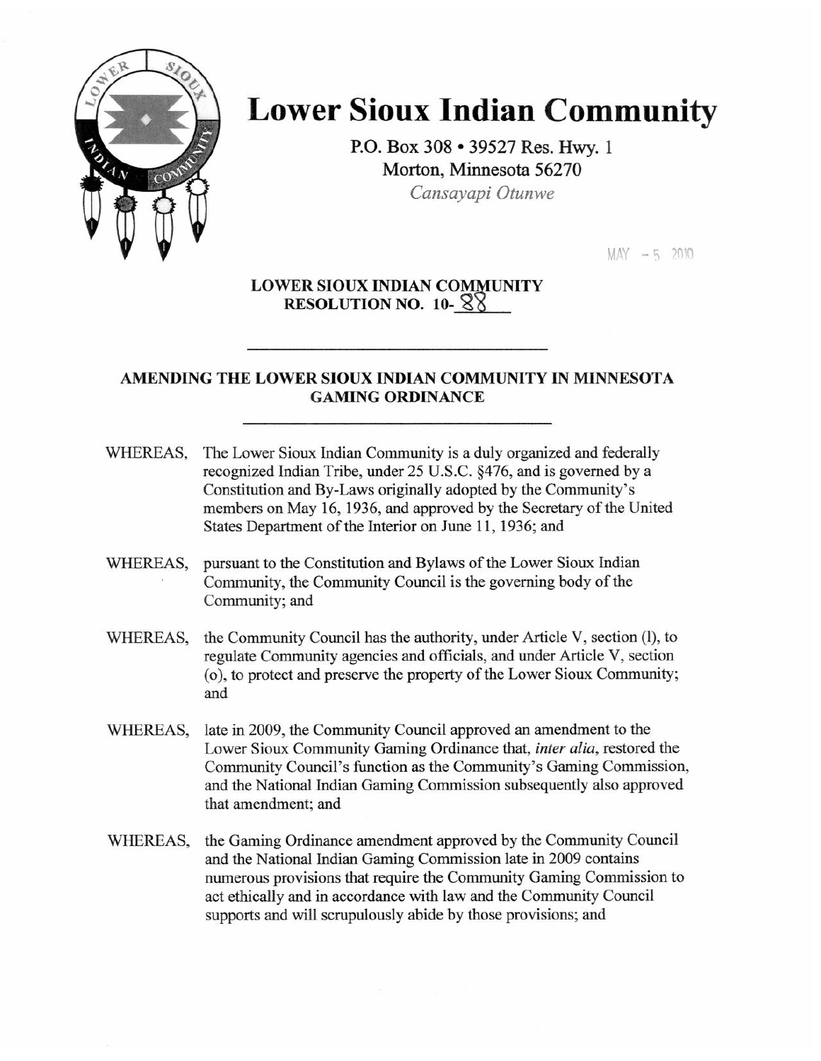# Lower Sioux Indian Community

P.O. Box 308 • 39527 Res. Hwy. 1
Morton, Minnesota 56270
*Cansayapi Otunwe*

MAY - 5 2010

**LOWER SIOUX INDIAN COMMUNITY**
**RESOLUTION NO. 10-88**

---

## AMENDING THE LOWER SIOUX INDIAN COMMUNITY IN MINNESOTA GAMING ORDINANCE

---

WHEREAS, The Lower Sioux Indian Community is a duly organized and federally recognized Indian Tribe, under 25 U.S.C. §476, and is governed by a Constitution and By-Laws originally adopted by the Community's members on May 16, 1936, and approved by the Secretary of the United States Department of the Interior on June 11, 1936; and

WHEREAS, pursuant to the Constitution and Bylaws of the Lower Sioux Indian Community, the Community Council is the governing body of the Community; and

WHEREAS, the Community Council has the authority, under Article V, section (l), to regulate Community agencies and officials, and under Article V, section (o), to protect and preserve the property of the Lower Sioux Community; and

WHEREAS, late in 2009, the Community Council approved an amendment to the Lower Sioux Community Gaming Ordinance that, *inter alia*, restored the Community Council's function as the Community's Gaming Commission, and the National Indian Gaming Commission subsequently also approved that amendment; and

WHEREAS, the Gaming Ordinance amendment approved by the Community Council and the National Indian Gaming Commission late in 2009 contains numerous provisions that require the Community Gaming Commission to act ethically and in accordance with law and the Community Council supports and will scrupulously abide by those provisions; and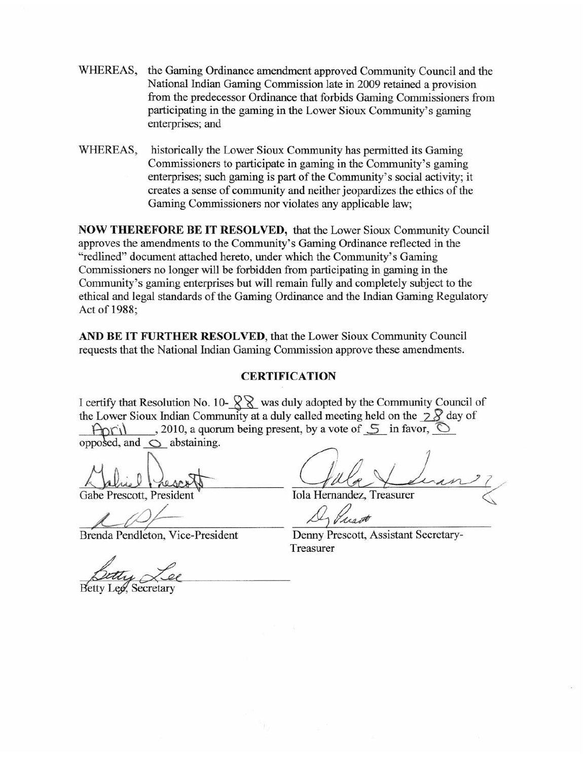WHEREAS, the Gaming Ordinance amendment approved Community Council and the National Indian Gaming Commission late in 2009 retained a provision from the predecessor Ordinance that forbids Gaming Commissioners from participating in the gaming in the Lower Sioux Community's gaming enterprises; and

WHEREAS, historically the Lower Sioux Community has permitted its Gaming Commissioners to participate in gaming in the Community's gaming enterprises; such gaming is part of the Community's social activity; it creates a sense of community and neither jeopardizes the ethics of the Gaming Commissioners nor violates any applicable law;

**NOW THEREFORE BE IT RESOLVED,** that the Lower Sioux Community Council approves the amendments to the Community's Gaming Ordinance reflected in the "redlined" document attached hereto, under which the Community's Gaming Commissioners no longer will be forbidden from participating in gaming in the Community's gaming enterprises but will remain fully and completely subject to the ethical and legal standards of the Gaming Ordinance and the Indian Gaming Regulatory Act of 1988;

**AND BE IT FURTHER RESOLVED**, that the Lower Sioux Community Council requests that the National Indian Gaming Commission approve these amendments.

## CERTIFICATION

I certify that Resolution No. 10-88 was duly adopted by the Community Council of the Lower Sioux Indian Community at a duly called meeting held on the 28 day of April, 2010, a quorum being present, by a vote of 5 in favor, 0 opposed, and 0 abstaining.

Gabe Prescott, President

Iola Hernandez, Treasurer

Brenda Pendleton, Vice-President

Denny Prescott, Assistant Secretary-Treasurer

Betty Lee, Secretary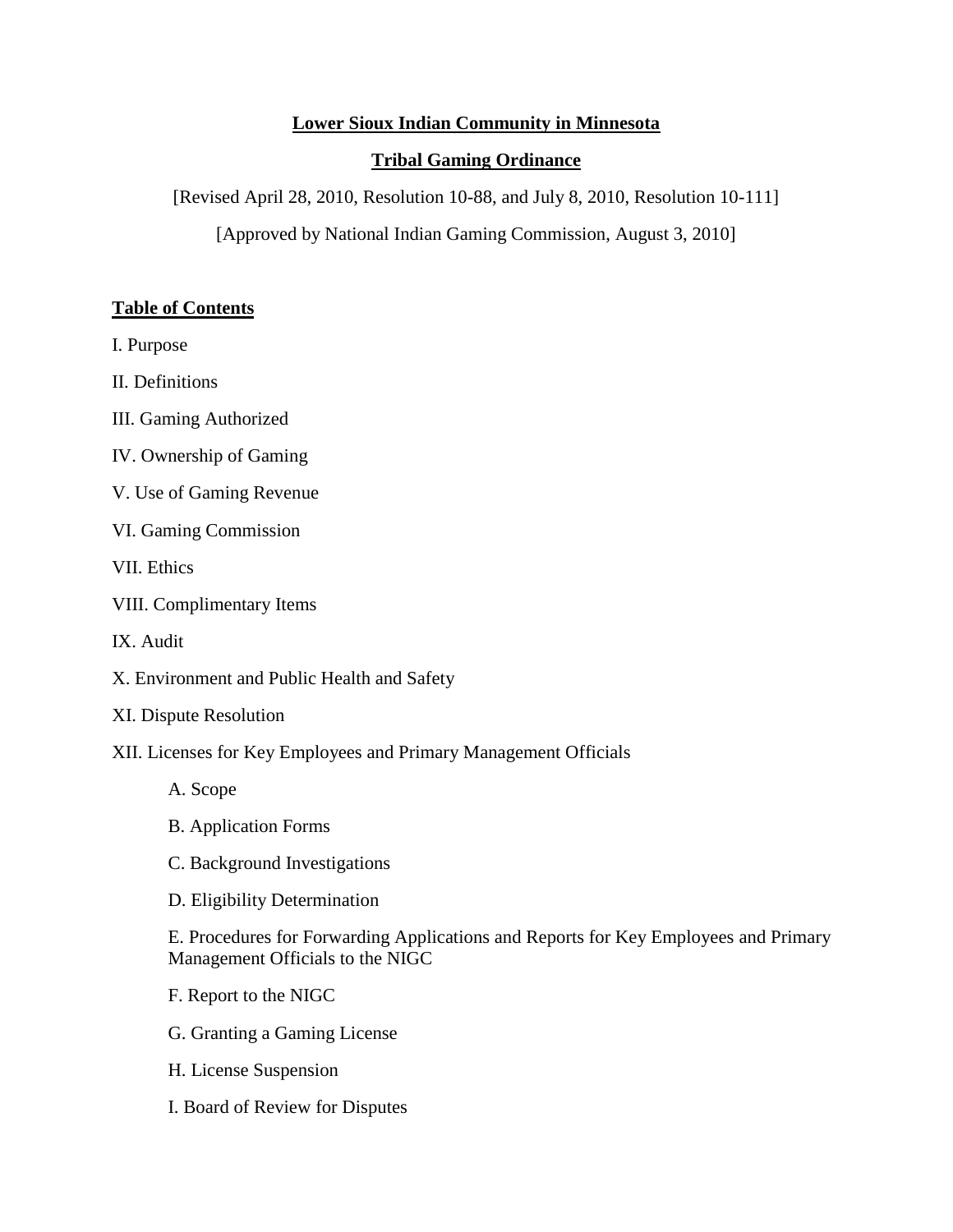**Lower Sioux Indian Community in Minnesota**

**Tribal Gaming Ordinance**

[Revised April 28, 2010, Resolution 10-88, and July 8, 2010, Resolution 10-111]

[Approved by National Indian Gaming Commission, August 3, 2010]

**Table of Contents**

I. Purpose

II. Definitions

III. Gaming Authorized

IV. Ownership of Gaming

V. Use of Gaming Revenue

VI. Gaming Commission

VII. Ethics

VIII. Complimentary Items

IX. Audit

X. Environment and Public Health and Safety

XI. Dispute Resolution

XII. Licenses for Key Employees and Primary Management Officials

- A. Scope
- B. Application Forms
- C. Background Investigations
- D. Eligibility Determination
- E. Procedures for Forwarding Applications and Reports for Key Employees and Primary Management Officials to the NIGC
- F. Report to the NIGC
- G. Granting a Gaming License
- H. License Suspension
- I. Board of Review for Disputes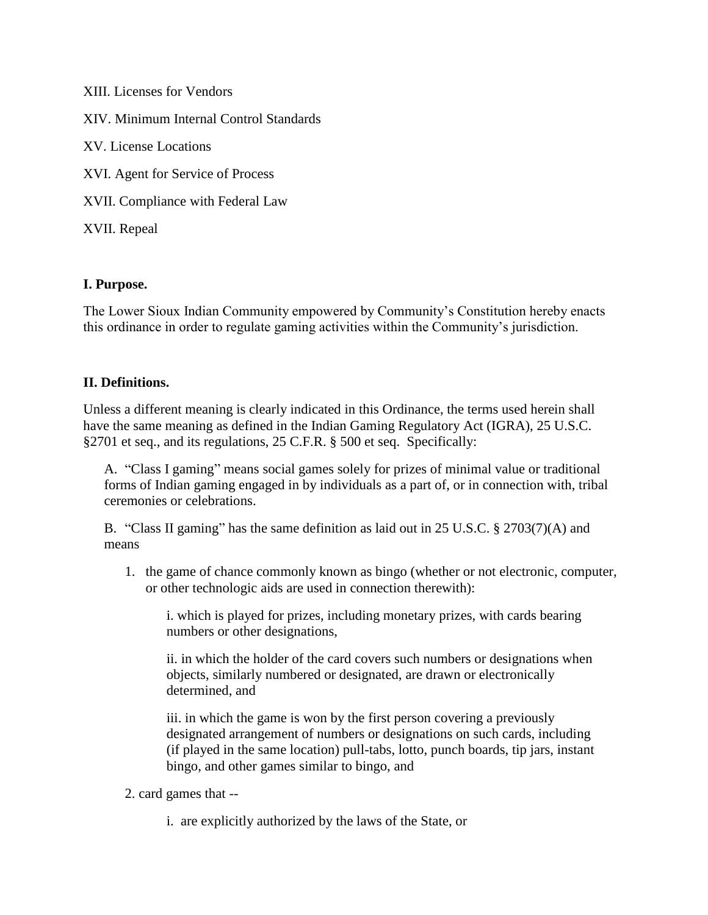XIII. Licenses for Vendors

XIV. Minimum Internal Control Standards

XV. License Locations

XVI. Agent for Service of Process

XVII. Compliance with Federal Law

XVII. Repeal

**I. Purpose.**

The Lower Sioux Indian Community empowered by Community's Constitution hereby enacts this ordinance in order to regulate gaming activities within the Community's jurisdiction.

**II. Definitions.**

Unless a different meaning is clearly indicated in this Ordinance, the terms used herein shall have the same meaning as defined in the Indian Gaming Regulatory Act (IGRA), 25 U.S.C. §2701 et seq., and its regulations, 25 C.F.R. § 500 et seq. Specifically:

A. "Class I gaming" means social games solely for prizes of minimal value or traditional forms of Indian gaming engaged in by individuals as a part of, or in connection with, tribal ceremonies or celebrations.

B. "Class II gaming" has the same definition as laid out in 25 U.S.C. § 2703(7)(A) and means

1. the game of chance commonly known as bingo (whether or not electronic, computer, or other technologic aids are used in connection therewith):

   i. which is played for prizes, including monetary prizes, with cards bearing numbers or other designations,

   ii. in which the holder of the card covers such numbers or designations when objects, similarly numbered or designated, are drawn or electronically determined, and

   iii. in which the game is won by the first person covering a previously designated arrangement of numbers or designations on such cards, including (if played in the same location) pull-tabs, lotto, punch boards, tip jars, instant bingo, and other games similar to bingo, and

2. card games that --

   i. are explicitly authorized by the laws of the State, or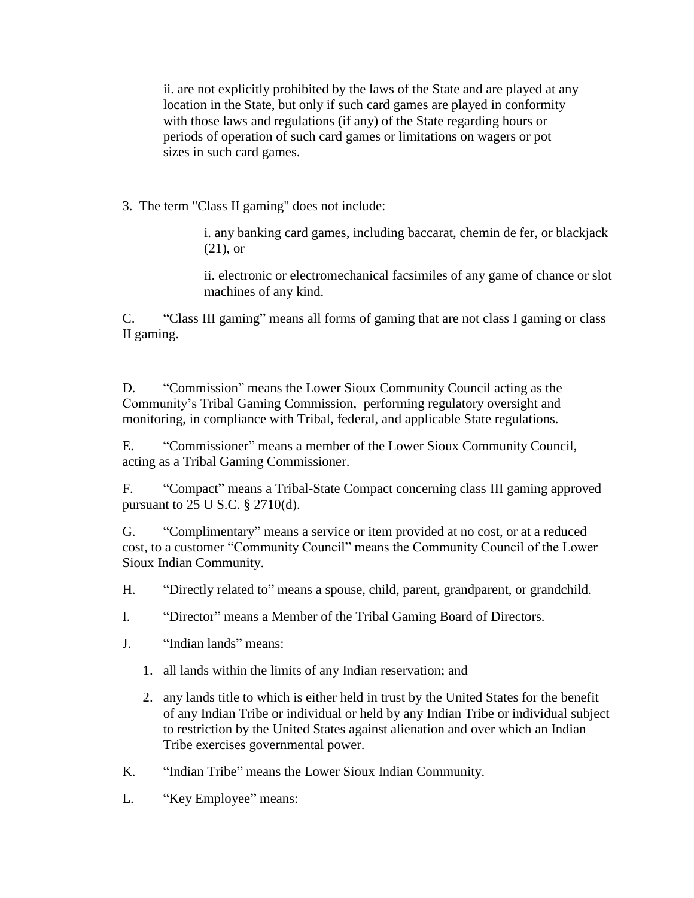ii. are not explicitly prohibited by the laws of the State and are played at any location in the State, but only if such card games are played in conformity with those laws and regulations (if any) of the State regarding hours or periods of operation of such card games or limitations on wagers or pot sizes in such card games.

3. The term "Class II gaming" does not include:

i. any banking card games, including baccarat, chemin de fer, or blackjack (21), or

ii. electronic or electromechanical facsimiles of any game of chance or slot machines of any kind.

C. "Class III gaming" means all forms of gaming that are not class I gaming or class II gaming.

D. "Commission" means the Lower Sioux Community Council acting as the Community's Tribal Gaming Commission, performing regulatory oversight and monitoring, in compliance with Tribal, federal, and applicable State regulations.

E. "Commissioner" means a member of the Lower Sioux Community Council, acting as a Tribal Gaming Commissioner.

F. "Compact" means a Tribal-State Compact concerning class III gaming approved pursuant to 25 U S.C. § 2710(d).

G. "Complimentary" means a service or item provided at no cost, or at a reduced cost, to a customer "Community Council" means the Community Council of the Lower Sioux Indian Community.

H. "Directly related to" means a spouse, child, parent, grandparent, or grandchild.

I. "Director" means a Member of the Tribal Gaming Board of Directors.

J. "Indian lands" means:

1. all lands within the limits of any Indian reservation; and
2. any lands title to which is either held in trust by the United States for the benefit of any Indian Tribe or individual or held by any Indian Tribe or individual subject to restriction by the United States against alienation and over which an Indian Tribe exercises governmental power.

K. "Indian Tribe" means the Lower Sioux Indian Community.

L. "Key Employee" means: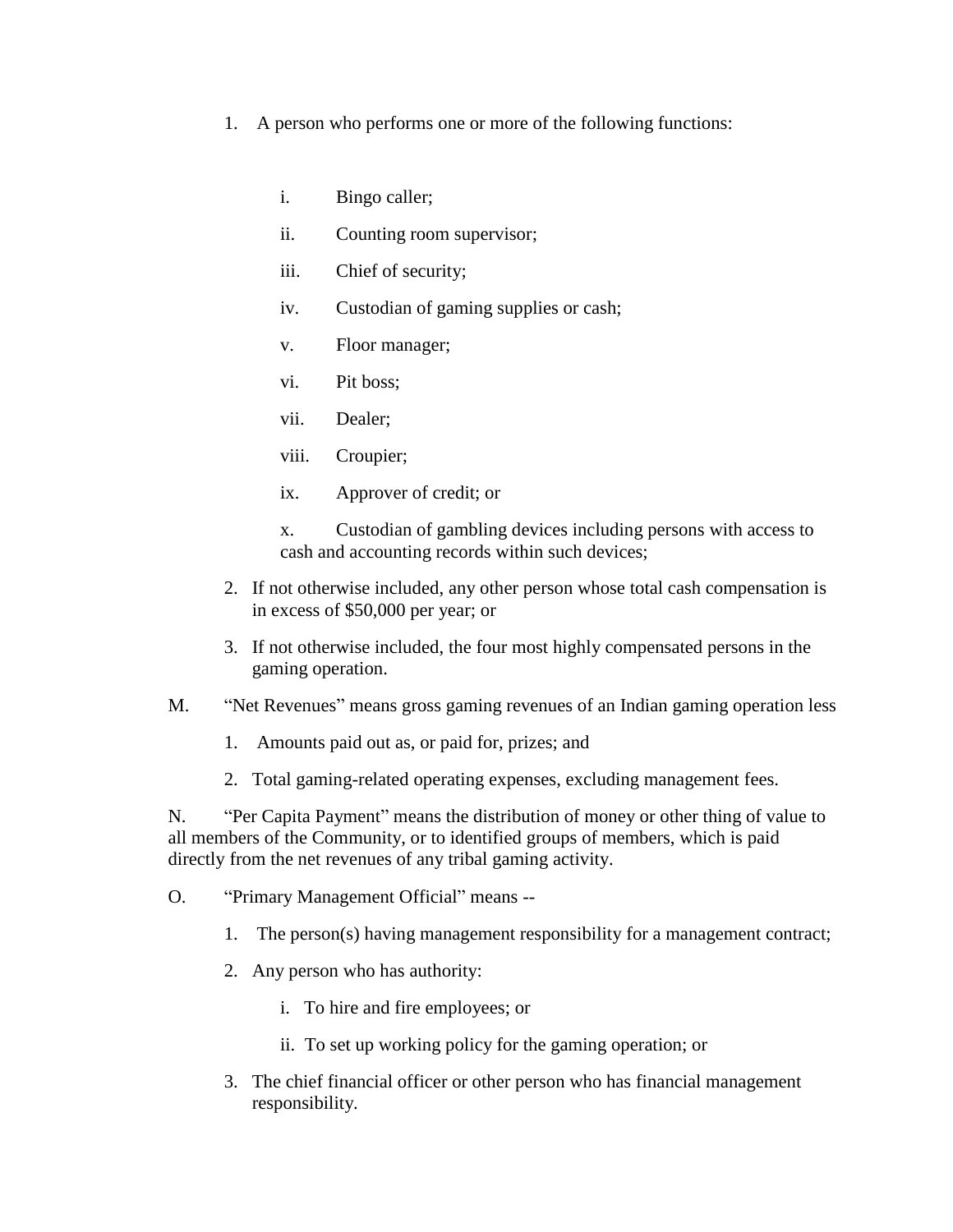1. A person who performs one or more of the following functions:

    i. Bingo caller;

    ii. Counting room supervisor;

    iii. Chief of security;

    iv. Custodian of gaming supplies or cash;

    v. Floor manager;

    vi. Pit boss;

    vii. Dealer;

    viii. Croupier;

    ix. Approver of credit; or

    x. Custodian of gambling devices including persons with access to cash and accounting records within such devices;

2. If not otherwise included, any other person whose total cash compensation is in excess of $50,000 per year; or

3. If not otherwise included, the four most highly compensated persons in the gaming operation.

M. "Net Revenues" means gross gaming revenues of an Indian gaming operation less

1. Amounts paid out as, or paid for, prizes; and

2. Total gaming-related operating expenses, excluding management fees.

N. "Per Capita Payment" means the distribution of money or other thing of value to all members of the Community, or to identified groups of members, which is paid directly from the net revenues of any tribal gaming activity.

O. "Primary Management Official" means --

1. The person(s) having management responsibility for a management contract;

2. Any person who has authority:

    i. To hire and fire employees; or

    ii. To set up working policy for the gaming operation; or

3. The chief financial officer or other person who has financial management responsibility.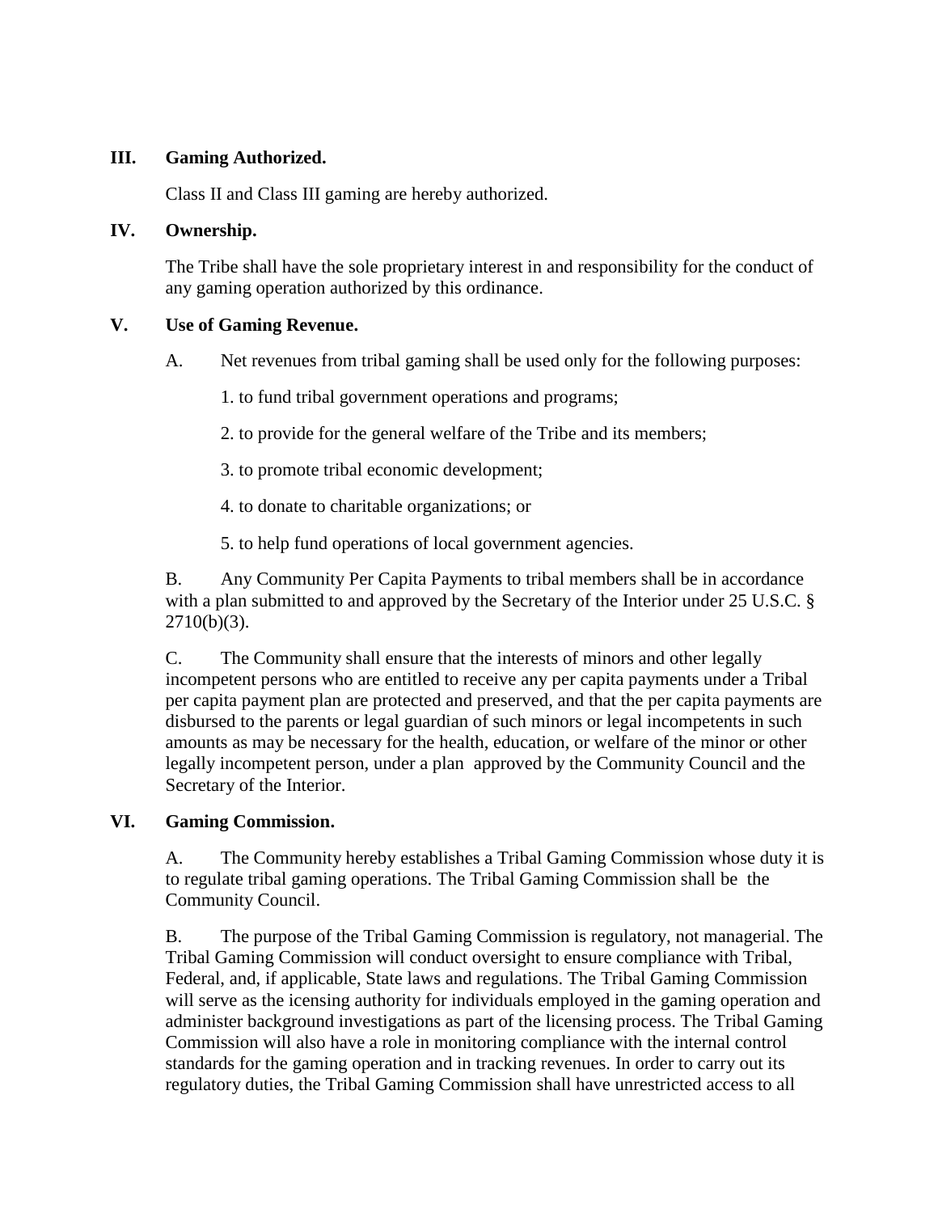**III. Gaming Authorized.**

Class II and Class III gaming are hereby authorized.

**IV. Ownership.**

The Tribe shall have the sole proprietary interest in and responsibility for the conduct of any gaming operation authorized by this ordinance.

**V. Use of Gaming Revenue.**

A. Net revenues from tribal gaming shall be used only for the following purposes:

1. to fund tribal government operations and programs;

2. to provide for the general welfare of the Tribe and its members;

3. to promote tribal economic development;

4. to donate to charitable organizations; or

5. to help fund operations of local government agencies.

B. Any Community Per Capita Payments to tribal members shall be in accordance with a plan submitted to and approved by the Secretary of the Interior under 25 U.S.C. § 2710(b)(3).

C. The Community shall ensure that the interests of minors and other legally incompetent persons who are entitled to receive any per capita payments under a Tribal per capita payment plan are protected and preserved, and that the per capita payments are disbursed to the parents or legal guardian of such minors or legal incompetents in such amounts as may be necessary for the health, education, or welfare of the minor or other legally incompetent person, under a plan approved by the Community Council and the Secretary of the Interior.

**VI. Gaming Commission.**

A. The Community hereby establishes a Tribal Gaming Commission whose duty it is to regulate tribal gaming operations. The Tribal Gaming Commission shall be the Community Council.

B. The purpose of the Tribal Gaming Commission is regulatory, not managerial. The Tribal Gaming Commission will conduct oversight to ensure compliance with Tribal, Federal, and, if applicable, State laws and regulations. The Tribal Gaming Commission will serve as the icensing authority for individuals employed in the gaming operation and administer background investigations as part of the licensing process. The Tribal Gaming Commission will also have a role in monitoring compliance with the internal control standards for the gaming operation and in tracking revenues. In order to carry out its regulatory duties, the Tribal Gaming Commission shall have unrestricted access to all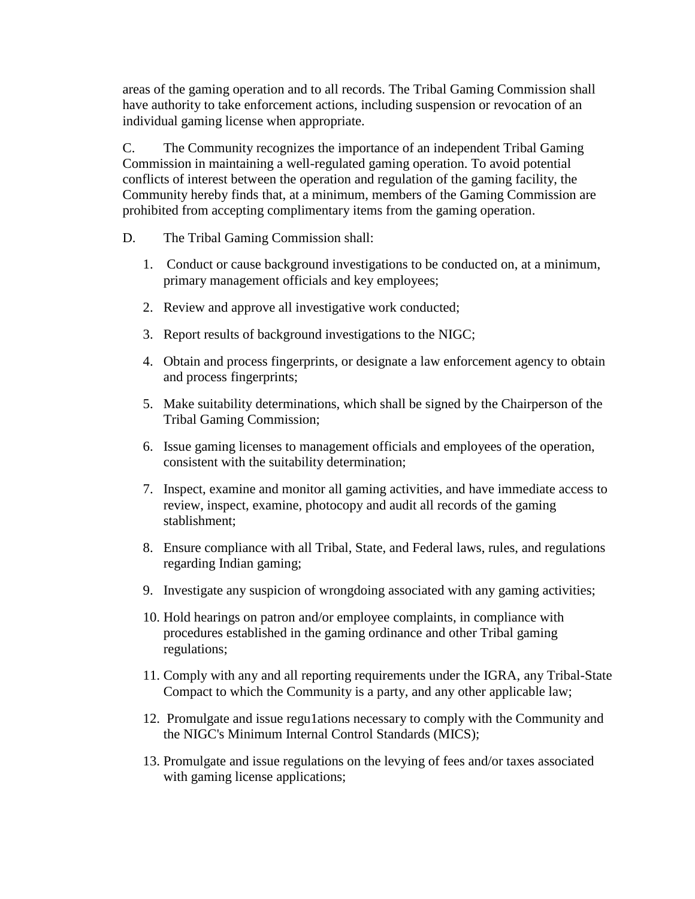areas of the gaming operation and to all records. The Tribal Gaming Commission shall have authority to take enforcement actions, including suspension or revocation of an individual gaming license when appropriate.

C. The Community recognizes the importance of an independent Tribal Gaming Commission in maintaining a well-regulated gaming operation. To avoid potential conflicts of interest between the operation and regulation of the gaming facility, the Community hereby finds that, at a minimum, members of the Gaming Commission are prohibited from accepting complimentary items from the gaming operation.

D. The Tribal Gaming Commission shall:

1. Conduct or cause background investigations to be conducted on, at a minimum, primary management officials and key employees;
2. Review and approve all investigative work conducted;
3. Report results of background investigations to the NIGC;
4. Obtain and process fingerprints, or designate a law enforcement agency to obtain and process fingerprints;
5. Make suitability determinations, which shall be signed by the Chairperson of the Tribal Gaming Commission;
6. Issue gaming licenses to management officials and employees of the operation, consistent with the suitability determination;
7. Inspect, examine and monitor all gaming activities, and have immediate access to review, inspect, examine, photocopy and audit all records of the gaming stablishment;
8. Ensure compliance with all Tribal, State, and Federal laws, rules, and regulations regarding Indian gaming;
9. Investigate any suspicion of wrongdoing associated with any gaming activities;
10. Hold hearings on patron and/or employee complaints, in compliance with procedures established in the gaming ordinance and other Tribal gaming regulations;
11. Comply with any and all reporting requirements under the IGRA, any Tribal-State Compact to which the Community is a party, and any other applicable law;
12. Promulgate and issue regu1ations necessary to comply with the Community and the NIGC's Minimum Internal Control Standards (MICS);
13. Promulgate and issue regulations on the levying of fees and/or taxes associated with gaming license applications;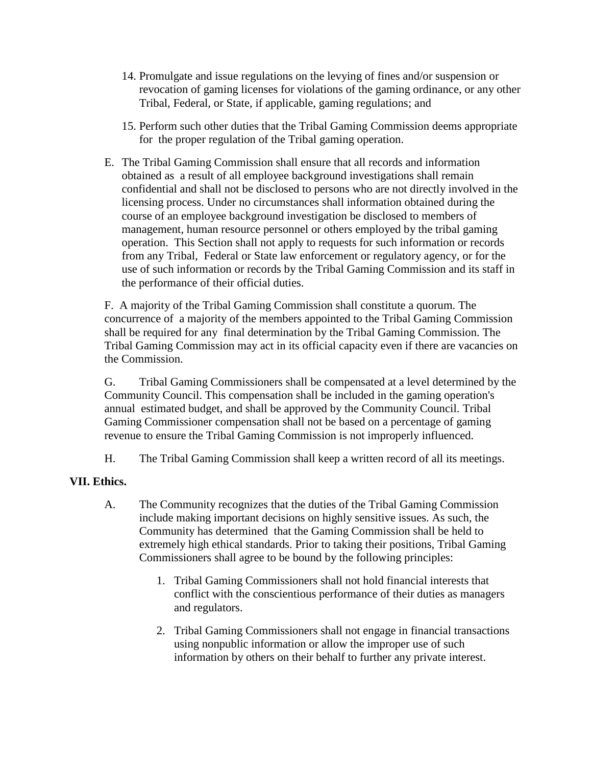14. Promulgate and issue regulations on the levying of fines and/or suspension or revocation of gaming licenses for violations of the gaming ordinance, or any other Tribal, Federal, or State, if applicable, gaming regulations; and

15. Perform such other duties that the Tribal Gaming Commission deems appropriate for the proper regulation of the Tribal gaming operation.

E. The Tribal Gaming Commission shall ensure that all records and information obtained as a result of all employee background investigations shall remain confidential and shall not be disclosed to persons who are not directly involved in the licensing process. Under no circumstances shall information obtained during the course of an employee background investigation be disclosed to members of management, human resource personnel or others employed by the tribal gaming operation. This Section shall not apply to requests for such information or records from any Tribal, Federal or State law enforcement or regulatory agency, or for the use of such information or records by the Tribal Gaming Commission and its staff in the performance of their official duties.

F. A majority of the Tribal Gaming Commission shall constitute a quorum. The concurrence of a majority of the members appointed to the Tribal Gaming Commission shall be required for any final determination by the Tribal Gaming Commission. The Tribal Gaming Commission may act in its official capacity even if there are vacancies on the Commission.

G. Tribal Gaming Commissioners shall be compensated at a level determined by the Community Council. This compensation shall be included in the gaming operation's annual estimated budget, and shall be approved by the Community Council. Tribal Gaming Commissioner compensation shall not be based on a percentage of gaming revenue to ensure the Tribal Gaming Commission is not improperly influenced.

H. The Tribal Gaming Commission shall keep a written record of all its meetings.

**VII. Ethics.**

A. The Community recognizes that the duties of the Tribal Gaming Commission include making important decisions on highly sensitive issues. As such, the Community has determined that the Gaming Commission shall be held to extremely high ethical standards. Prior to taking their positions, Tribal Gaming Commissioners shall agree to be bound by the following principles:

1. Tribal Gaming Commissioners shall not hold financial interests that conflict with the conscientious performance of their duties as managers and regulators.

2. Tribal Gaming Commissioners shall not engage in financial transactions using nonpublic information or allow the improper use of such information by others on their behalf to further any private interest.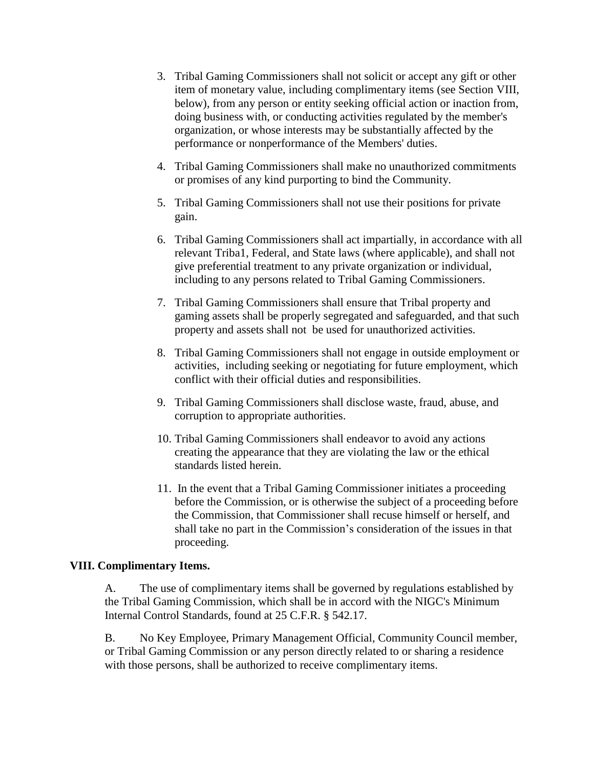3. Tribal Gaming Commissioners shall not solicit or accept any gift or other item of monetary value, including complimentary items (see Section VIII, below), from any person or entity seeking official action or inaction from, doing business with, or conducting activities regulated by the member's organization, or whose interests may be substantially affected by the performance or nonperformance of the Members' duties.

4. Tribal Gaming Commissioners shall make no unauthorized commitments or promises of any kind purporting to bind the Community.

5. Tribal Gaming Commissioners shall not use their positions for private gain.

6. Tribal Gaming Commissioners shall act impartially, in accordance with all relevant Triba1, Federal, and State laws (where applicable), and shall not give preferential treatment to any private organization or individual, including to any persons related to Tribal Gaming Commissioners.

7. Tribal Gaming Commissioners shall ensure that Tribal property and gaming assets shall be properly segregated and safeguarded, and that such property and assets shall not be used for unauthorized activities.

8. Tribal Gaming Commissioners shall not engage in outside employment or activities, including seeking or negotiating for future employment, which conflict with their official duties and responsibilities.

9. Tribal Gaming Commissioners shall disclose waste, fraud, abuse, and corruption to appropriate authorities.

10. Tribal Gaming Commissioners shall endeavor to avoid any actions creating the appearance that they are violating the law or the ethical standards listed herein.

11. In the event that a Tribal Gaming Commissioner initiates a proceeding before the Commission, or is otherwise the subject of a proceeding before the Commission, that Commissioner shall recuse himself or herself, and shall take no part in the Commission's consideration of the issues in that proceeding.

## VIII. Complimentary Items.

A. The use of complimentary items shall be governed by regulations established by the Tribal Gaming Commission, which shall be in accord with the NIGC's Minimum Internal Control Standards, found at 25 C.F.R. § 542.17.

B. No Key Employee, Primary Management Official, Community Council member, or Tribal Gaming Commission or any person directly related to or sharing a residence with those persons, shall be authorized to receive complimentary items.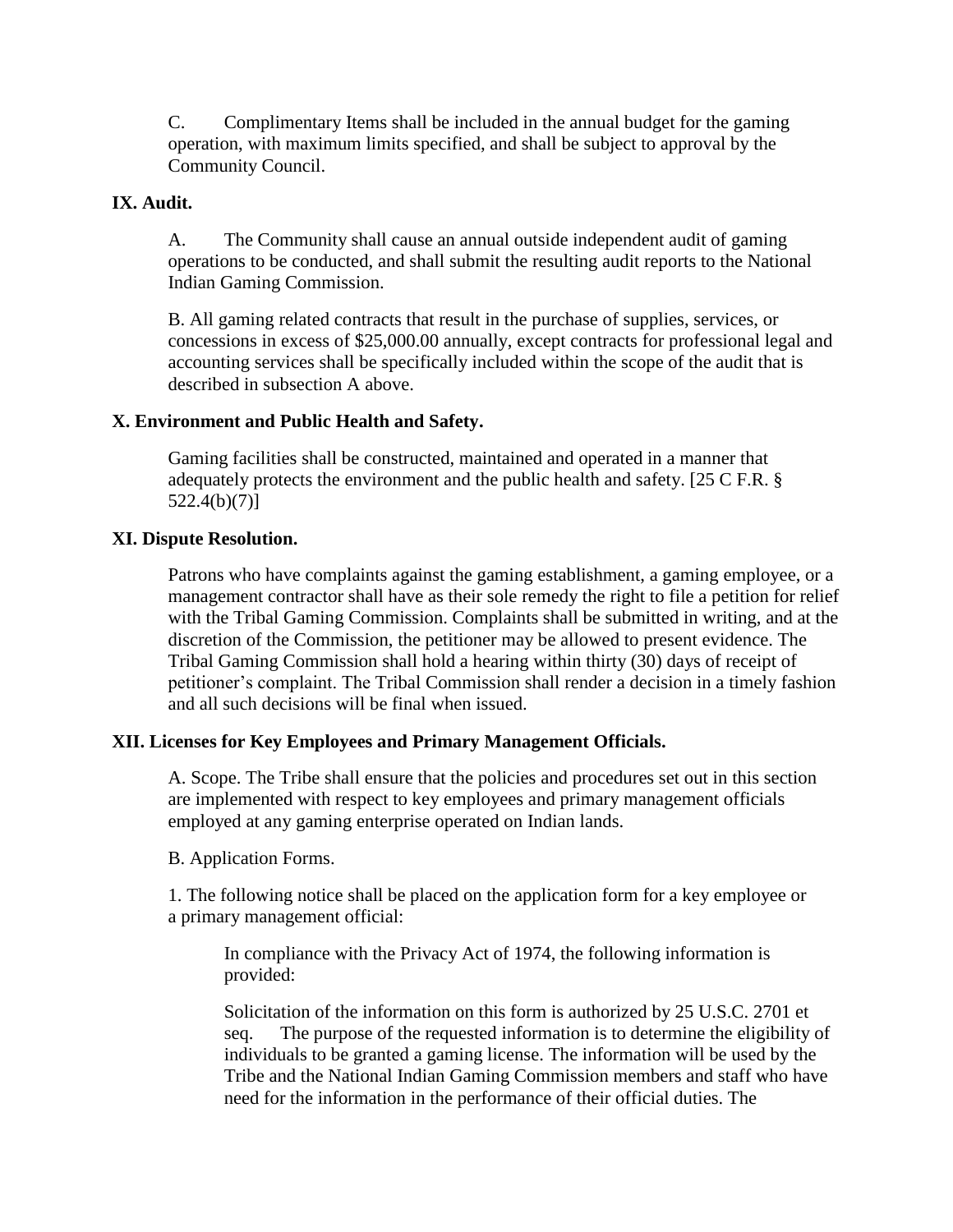C. Complimentary Items shall be included in the annual budget for the gaming operation, with maximum limits specified, and shall be subject to approval by the Community Council.

**IX. Audit.**

A. The Community shall cause an annual outside independent audit of gaming operations to be conducted, and shall submit the resulting audit reports to the National Indian Gaming Commission.

B. All gaming related contracts that result in the purchase of supplies, services, or concessions in excess of $25,000.00 annually, except contracts for professional legal and accounting services shall be specifically included within the scope of the audit that is described in subsection A above.

**X. Environment and Public Health and Safety.**

Gaming facilities shall be constructed, maintained and operated in a manner that adequately protects the environment and the public health and safety. [25 C F.R. § 522.4(b)(7)]

**XI. Dispute Resolution.**

Patrons who have complaints against the gaming establishment, a gaming employee, or a management contractor shall have as their sole remedy the right to file a petition for relief with the Tribal Gaming Commission. Complaints shall be submitted in writing, and at the discretion of the Commission, the petitioner may be allowed to present evidence. The Tribal Gaming Commission shall hold a hearing within thirty (30) days of receipt of petitioner's complaint. The Tribal Commission shall render a decision in a timely fashion and all such decisions will be final when issued.

**XII. Licenses for Key Employees and Primary Management Officials.**

A. Scope. The Tribe shall ensure that the policies and procedures set out in this section are implemented with respect to key employees and primary management officials employed at any gaming enterprise operated on Indian lands.

B. Application Forms.

1. The following notice shall be placed on the application form for a key employee or a primary management official:

> In compliance with the Privacy Act of 1974, the following information is provided:
>
> Solicitation of the information on this form is authorized by 25 U.S.C. 2701 et seq. The purpose of the requested information is to determine the eligibility of individuals to be granted a gaming license. The information will be used by the Tribe and the National Indian Gaming Commission members and staff who have need for the information in the performance of their official duties. The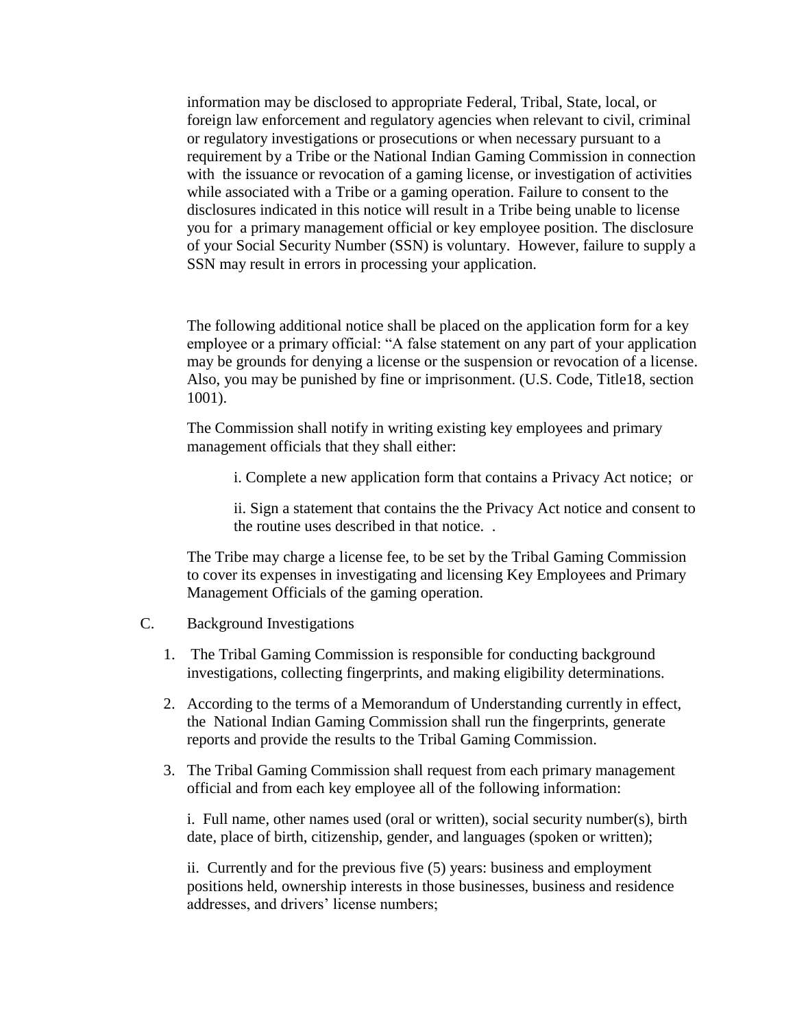information may be disclosed to appropriate Federal, Tribal, State, local, or foreign law enforcement and regulatory agencies when relevant to civil, criminal or regulatory investigations or prosecutions or when necessary pursuant to a requirement by a Tribe or the National Indian Gaming Commission in connection with the issuance or revocation of a gaming license, or investigation of activities while associated with a Tribe or a gaming operation. Failure to consent to the disclosures indicated in this notice will result in a Tribe being unable to license you for a primary management official or key employee position. The disclosure of your Social Security Number (SSN) is voluntary. However, failure to supply a SSN may result in errors in processing your application.

The following additional notice shall be placed on the application form for a key employee or a primary official: "A false statement on any part of your application may be grounds for denying a license or the suspension or revocation of a license. Also, you may be punished by fine or imprisonment. (U.S. Code, Title18, section 1001).

The Commission shall notify in writing existing key employees and primary management officials that they shall either:

i. Complete a new application form that contains a Privacy Act notice; or

ii. Sign a statement that contains the the Privacy Act notice and consent to the routine uses described in that notice. .

The Tribe may charge a license fee, to be set by the Tribal Gaming Commission to cover its expenses in investigating and licensing Key Employees and Primary Management Officials of the gaming operation.

C. Background Investigations

1. The Tribal Gaming Commission is responsible for conducting background investigations, collecting fingerprints, and making eligibility determinations.
2. According to the terms of a Memorandum of Understanding currently in effect, the National Indian Gaming Commission shall run the fingerprints, generate reports and provide the results to the Tribal Gaming Commission.
3. The Tribal Gaming Commission shall request from each primary management official and from each key employee all of the following information:

i. Full name, other names used (oral or written), social security number(s), birth date, place of birth, citizenship, gender, and languages (spoken or written);

ii. Currently and for the previous five (5) years: business and employment positions held, ownership interests in those businesses, business and residence addresses, and drivers' license numbers;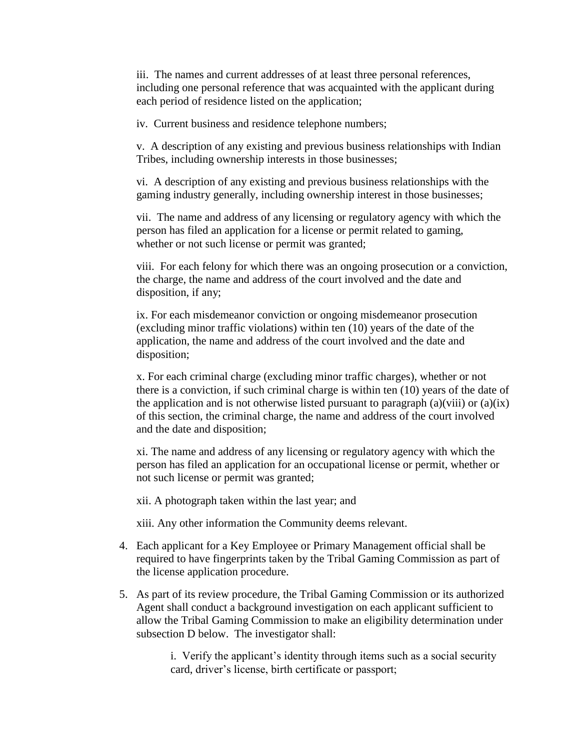iii. The names and current addresses of at least three personal references, including one personal reference that was acquainted with the applicant during each period of residence listed on the application;

iv. Current business and residence telephone numbers;

v. A description of any existing and previous business relationships with Indian Tribes, including ownership interests in those businesses;

vi. A description of any existing and previous business relationships with the gaming industry generally, including ownership interest in those businesses;

vii. The name and address of any licensing or regulatory agency with which the person has filed an application for a license or permit related to gaming, whether or not such license or permit was granted;

viii. For each felony for which there was an ongoing prosecution or a conviction, the charge, the name and address of the court involved and the date and disposition, if any;

ix. For each misdemeanor conviction or ongoing misdemeanor prosecution (excluding minor traffic violations) within ten (10) years of the date of the application, the name and address of the court involved and the date and disposition;

x. For each criminal charge (excluding minor traffic charges), whether or not there is a conviction, if such criminal charge is within ten (10) years of the date of the application and is not otherwise listed pursuant to paragraph (a)(viii) or (a)(ix) of this section, the criminal charge, the name and address of the court involved and the date and disposition;

xi. The name and address of any licensing or regulatory agency with which the person has filed an application for an occupational license or permit, whether or not such license or permit was granted;

xii. A photograph taken within the last year; and

xiii. Any other information the Community deems relevant.

4. Each applicant for a Key Employee or Primary Management official shall be required to have fingerprints taken by the Tribal Gaming Commission as part of the license application procedure.

5. As part of its review procedure, the Tribal Gaming Commission or its authorized Agent shall conduct a background investigation on each applicant sufficient to allow the Tribal Gaming Commission to make an eligibility determination under subsection D below. The investigator shall:

   i. Verify the applicant's identity through items such as a social security card, driver's license, birth certificate or passport;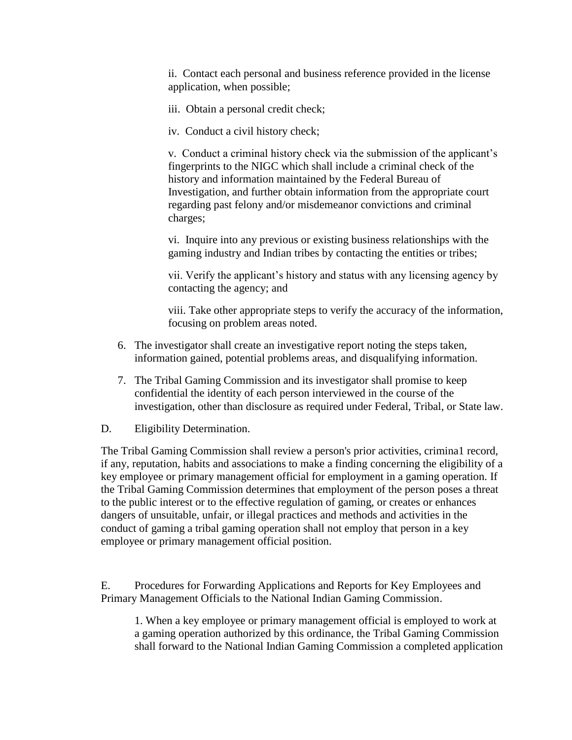ii. Contact each personal and business reference provided in the license application, when possible;

iii. Obtain a personal credit check;

iv. Conduct a civil history check;

v. Conduct a criminal history check via the submission of the applicant's fingerprints to the NIGC which shall include a criminal check of the history and information maintained by the Federal Bureau of Investigation, and further obtain information from the appropriate court regarding past felony and/or misdemeanor convictions and criminal charges;

vi. Inquire into any previous or existing business relationships with the gaming industry and Indian tribes by contacting the entities or tribes;

vii. Verify the applicant's history and status with any licensing agency by contacting the agency; and

viii. Take other appropriate steps to verify the accuracy of the information, focusing on problem areas noted.

6. The investigator shall create an investigative report noting the steps taken, information gained, potential problems areas, and disqualifying information.

7. The Tribal Gaming Commission and its investigator shall promise to keep confidential the identity of each person interviewed in the course of the investigation, other than disclosure as required under Federal, Tribal, or State law.

D. Eligibility Determination.

The Tribal Gaming Commission shall review a person's prior activities, crimina1 record, if any, reputation, habits and associations to make a finding concerning the eligibility of a key employee or primary management official for employment in a gaming operation. If the Tribal Gaming Commission determines that employment of the person poses a threat to the public interest or to the effective regulation of gaming, or creates or enhances dangers of unsuitable, unfair, or illegal practices and methods and activities in the conduct of gaming a tribal gaming operation shall not employ that person in a key employee or primary management official position.

E. Procedures for Forwarding Applications and Reports for Key Employees and Primary Management Officials to the National Indian Gaming Commission.

1. When a key employee or primary management official is employed to work at a gaming operation authorized by this ordinance, the Tribal Gaming Commission shall forward to the National Indian Gaming Commission a completed application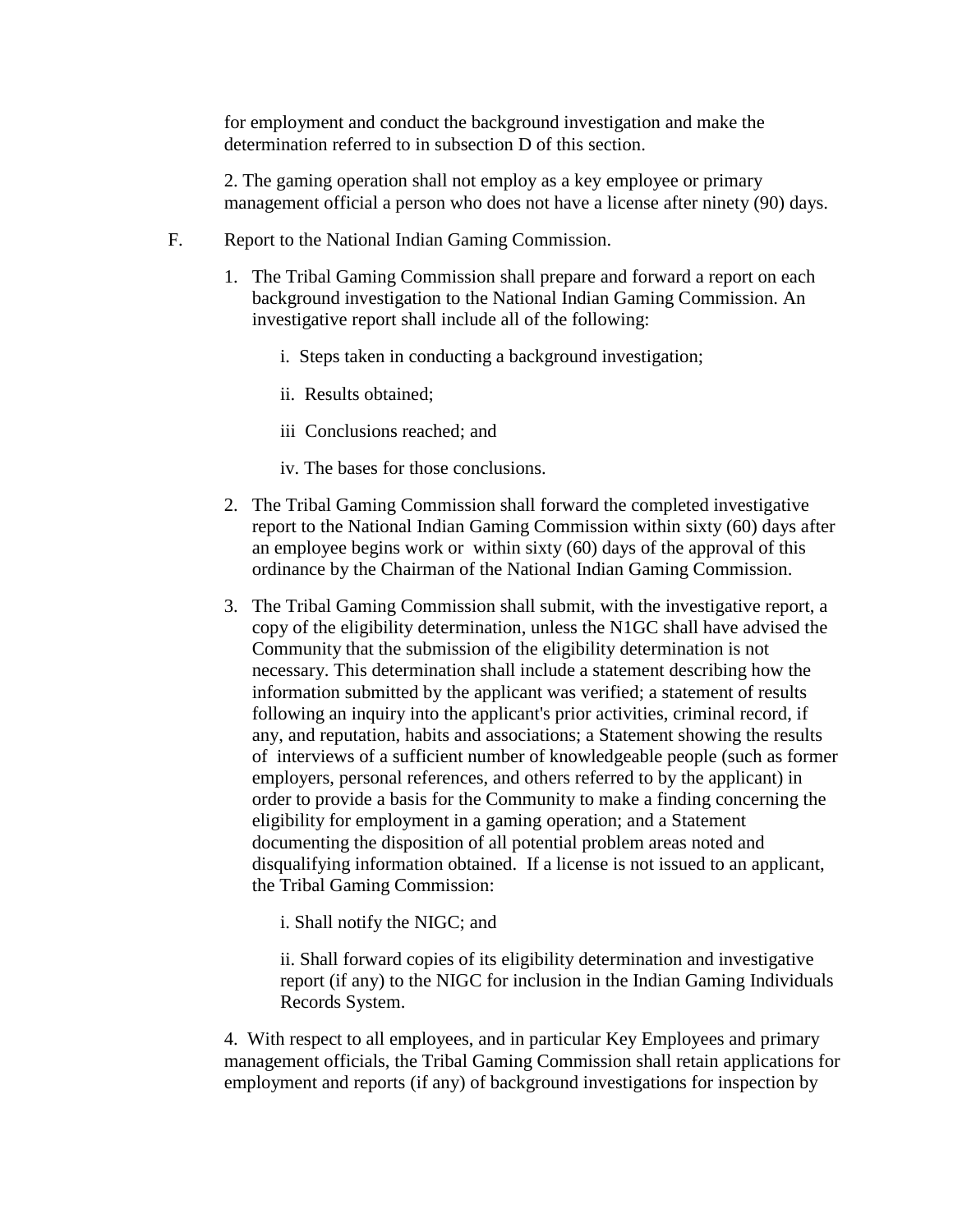for employment and conduct the background investigation and make the determination referred to in subsection D of this section.

2. The gaming operation shall not employ as a key employee or primary management official a person who does not have a license after ninety (90) days.

F. Report to the National Indian Gaming Commission.

1. The Tribal Gaming Commission shall prepare and forward a report on each background investigation to the National Indian Gaming Commission. An investigative report shall include all of the following:

   i. Steps taken in conducting a background investigation;

   ii. Results obtained;

   iii Conclusions reached; and

   iv. The bases for those conclusions.

2. The Tribal Gaming Commission shall forward the completed investigative report to the National Indian Gaming Commission within sixty (60) days after an employee begins work or within sixty (60) days of the approval of this ordinance by the Chairman of the National Indian Gaming Commission.

3. The Tribal Gaming Commission shall submit, with the investigative report, a copy of the eligibility determination, unless the N1GC shall have advised the Community that the submission of the eligibility determination is not necessary. This determination shall include a statement describing how the information submitted by the applicant was verified; a statement of results following an inquiry into the applicant's prior activities, criminal record, if any, and reputation, habits and associations; a Statement showing the results of interviews of a sufficient number of knowledgeable people (such as former employers, personal references, and others referred to by the applicant) in order to provide a basis for the Community to make a finding concerning the eligibility for employment in a gaming operation; and a Statement documenting the disposition of all potential problem areas noted and disqualifying information obtained. If a license is not issued to an applicant, the Tribal Gaming Commission:

   i. Shall notify the NIGC; and

   ii. Shall forward copies of its eligibility determination and investigative report (if any) to the NIGC for inclusion in the Indian Gaming Individuals Records System.

4. With respect to all employees, and in particular Key Employees and primary management officials, the Tribal Gaming Commission shall retain applications for employment and reports (if any) of background investigations for inspection by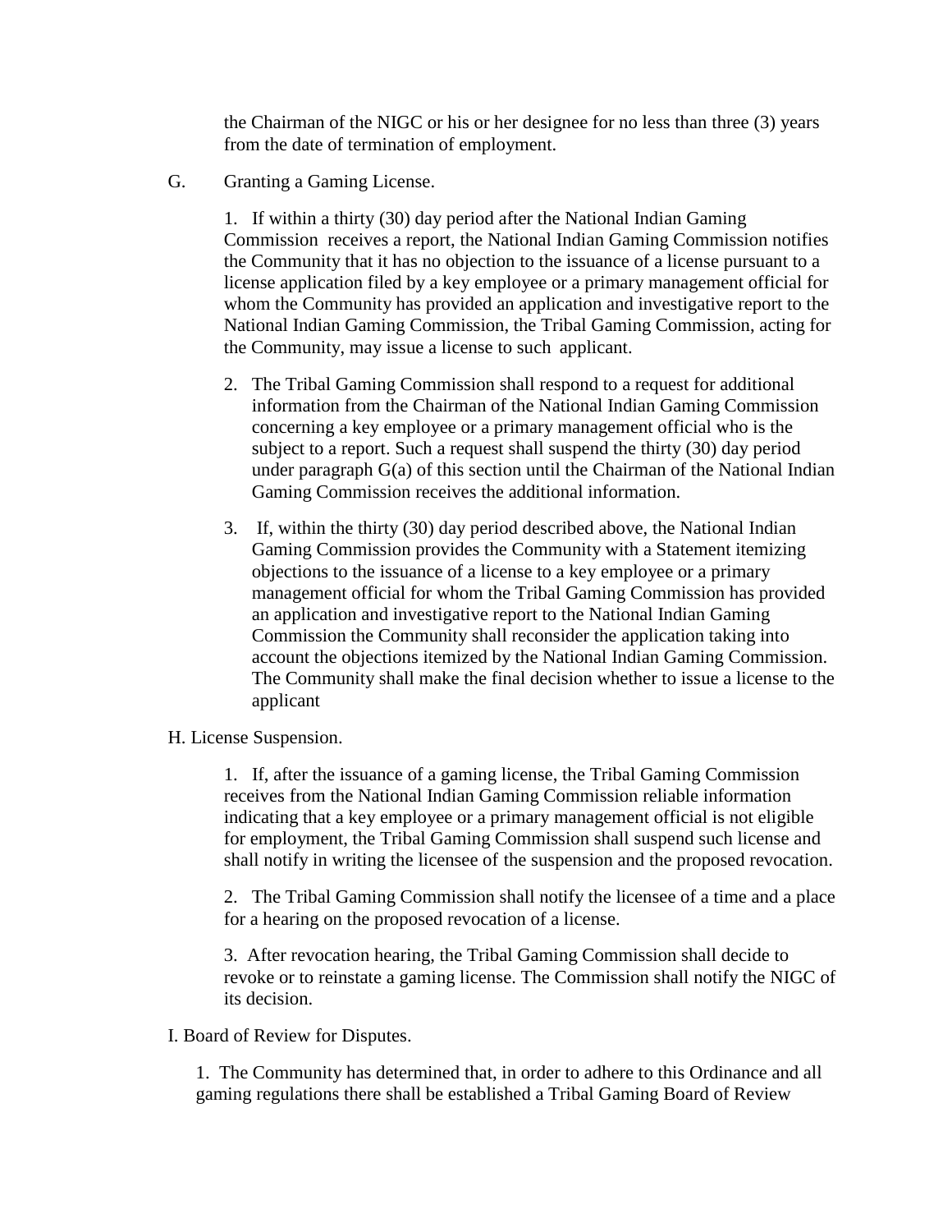the Chairman of the NIGC or his or her designee for no less than three (3) years from the date of termination of employment.

G. Granting a Gaming License.

1. If within a thirty (30) day period after the National Indian Gaming Commission receives a report, the National Indian Gaming Commission notifies the Community that it has no objection to the issuance of a license pursuant to a license application filed by a key employee or a primary management official for whom the Community has provided an application and investigative report to the National Indian Gaming Commission, the Tribal Gaming Commission, acting for the Community, may issue a license to such applicant.

2. The Tribal Gaming Commission shall respond to a request for additional information from the Chairman of the National Indian Gaming Commission concerning a key employee or a primary management official who is the subject to a report. Such a request shall suspend the thirty (30) day period under paragraph G(a) of this section until the Chairman of the National Indian Gaming Commission receives the additional information.

3. If, within the thirty (30) day period described above, the National Indian Gaming Commission provides the Community with a Statement itemizing objections to the issuance of a license to a key employee or a primary management official for whom the Tribal Gaming Commission has provided an application and investigative report to the National Indian Gaming Commission the Community shall reconsider the application taking into account the objections itemized by the National Indian Gaming Commission. The Community shall make the final decision whether to issue a license to the applicant

H. License Suspension.

1. If, after the issuance of a gaming license, the Tribal Gaming Commission receives from the National Indian Gaming Commission reliable information indicating that a key employee or a primary management official is not eligible for employment, the Tribal Gaming Commission shall suspend such license and shall notify in writing the licensee of the suspension and the proposed revocation.

2. The Tribal Gaming Commission shall notify the licensee of a time and a place for a hearing on the proposed revocation of a license.

3. After revocation hearing, the Tribal Gaming Commission shall decide to revoke or to reinstate a gaming license. The Commission shall notify the NIGC of its decision.

I. Board of Review for Disputes.

1. The Community has determined that, in order to adhere to this Ordinance and all gaming regulations there shall be established a Tribal Gaming Board of Review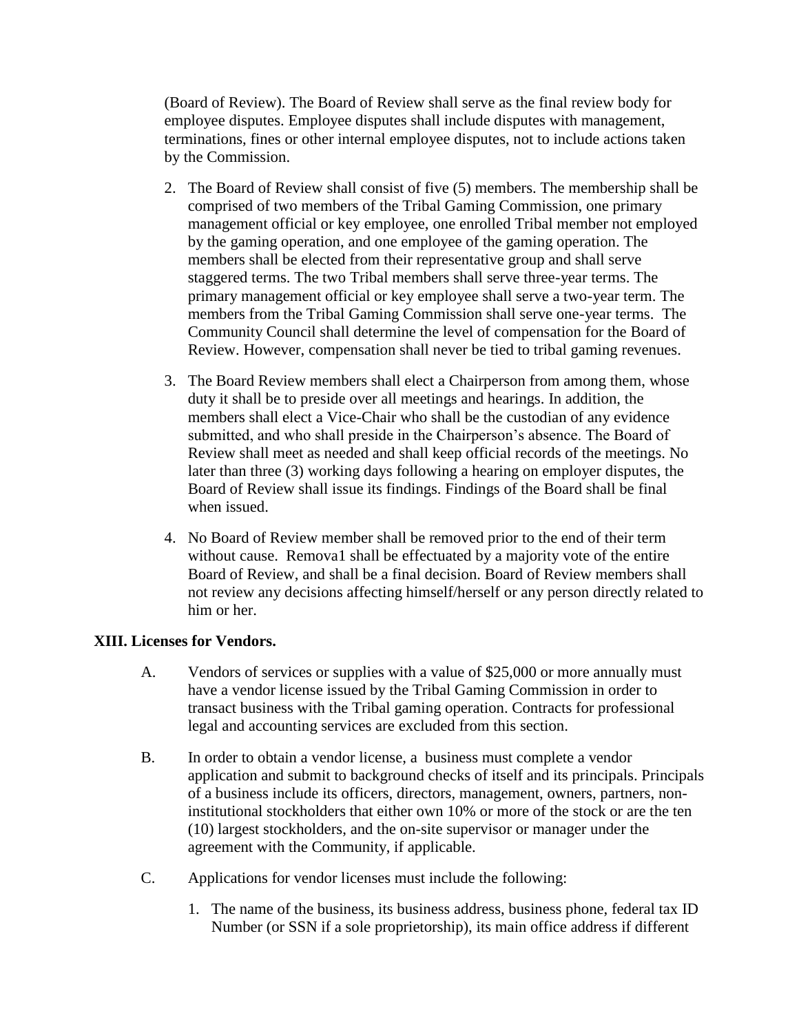(Board of Review). The Board of Review shall serve as the final review body for employee disputes. Employee disputes shall include disputes with management, terminations, fines or other internal employee disputes, not to include actions taken by the Commission.

2. The Board of Review shall consist of five (5) members. The membership shall be comprised of two members of the Tribal Gaming Commission, one primary management official or key employee, one enrolled Tribal member not employed by the gaming operation, and one employee of the gaming operation. The members shall be elected from their representative group and shall serve staggered terms. The two Tribal members shall serve three-year terms. The primary management official or key employee shall serve a two-year term. The members from the Tribal Gaming Commission shall serve one-year terms. The Community Council shall determine the level of compensation for the Board of Review. However, compensation shall never be tied to tribal gaming revenues.

3. The Board Review members shall elect a Chairperson from among them, whose duty it shall be to preside over all meetings and hearings. In addition, the members shall elect a Vice-Chair who shall be the custodian of any evidence submitted, and who shall preside in the Chairperson's absence. The Board of Review shall meet as needed and shall keep official records of the meetings. No later than three (3) working days following a hearing on employer disputes, the Board of Review shall issue its findings. Findings of the Board shall be final when issued.

4. No Board of Review member shall be removed prior to the end of their term without cause. Remova1 shall be effectuated by a majority vote of the entire Board of Review, and shall be a final decision. Board of Review members shall not review any decisions affecting himself/herself or any person directly related to him or her.

**XIII. Licenses for Vendors.**

A. Vendors of services or supplies with a value of $25,000 or more annually must have a vendor license issued by the Tribal Gaming Commission in order to transact business with the Tribal gaming operation. Contracts for professional legal and accounting services are excluded from this section.

B. In order to obtain a vendor license, a business must complete a vendor application and submit to background checks of itself and its principals. Principals of a business include its officers, directors, management, owners, partners, non-institutional stockholders that either own 10% or more of the stock or are the ten (10) largest stockholders, and the on-site supervisor or manager under the agreement with the Community, if applicable.

C. Applications for vendor licenses must include the following:

1. The name of the business, its business address, business phone, federal tax ID Number (or SSN if a sole proprietorship), its main office address if different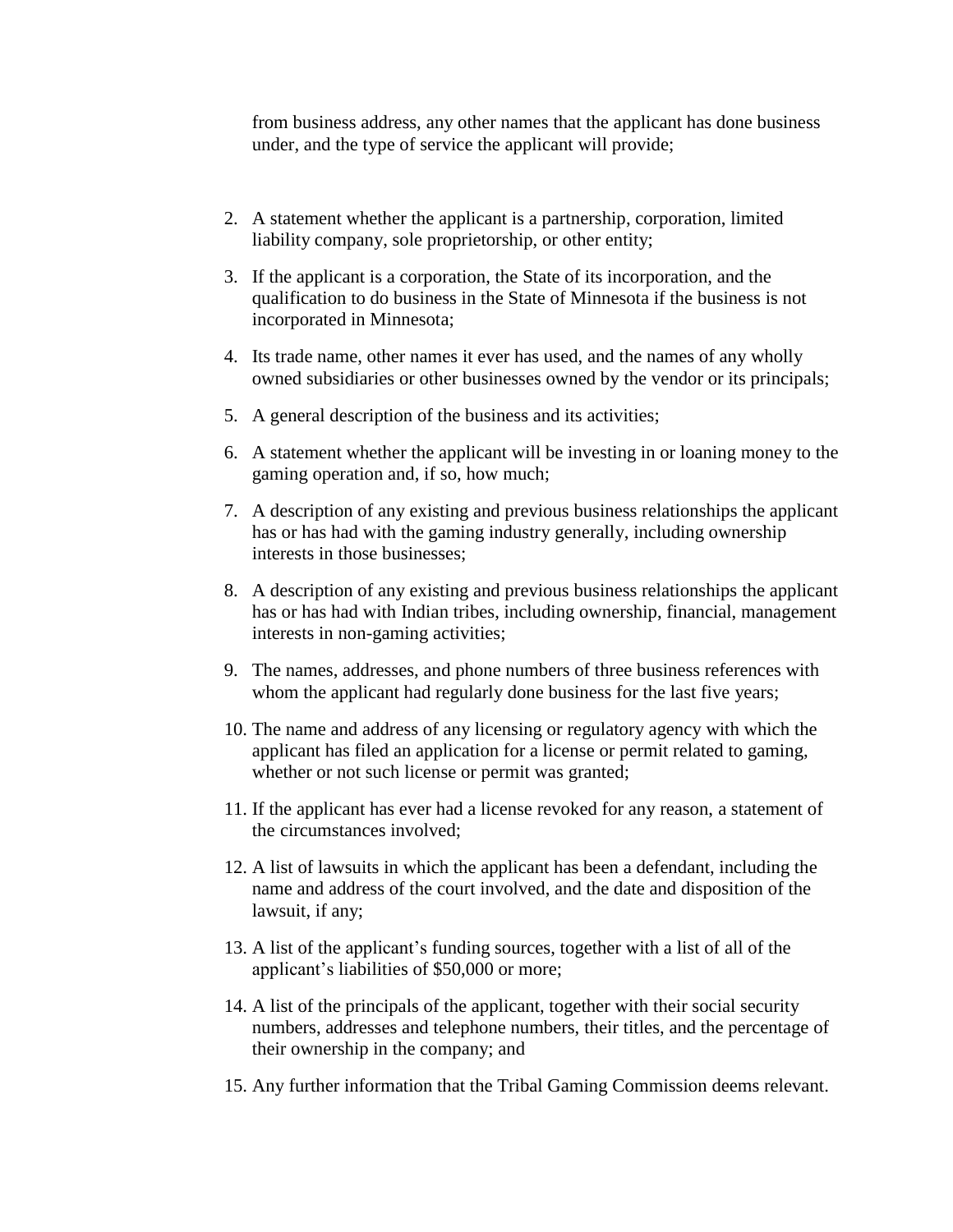from business address, any other names that the applicant has done business under, and the type of service the applicant will provide;

2. A statement whether the applicant is a partnership, corporation, limited liability company, sole proprietorship, or other entity;
3. If the applicant is a corporation, the State of its incorporation, and the qualification to do business in the State of Minnesota if the business is not incorporated in Minnesota;
4. Its trade name, other names it ever has used, and the names of any wholly owned subsidiaries or other businesses owned by the vendor or its principals;
5. A general description of the business and its activities;
6. A statement whether the applicant will be investing in or loaning money to the gaming operation and, if so, how much;
7. A description of any existing and previous business relationships the applicant has or has had with the gaming industry generally, including ownership interests in those businesses;
8. A description of any existing and previous business relationships the applicant has or has had with Indian tribes, including ownership, financial, management interests in non-gaming activities;
9. The names, addresses, and phone numbers of three business references with whom the applicant had regularly done business for the last five years;
10. The name and address of any licensing or regulatory agency with which the applicant has filed an application for a license or permit related to gaming, whether or not such license or permit was granted;
11. If the applicant has ever had a license revoked for any reason, a statement of the circumstances involved;
12. A list of lawsuits in which the applicant has been a defendant, including the name and address of the court involved, and the date and disposition of the lawsuit, if any;
13. A list of the applicant's funding sources, together with a list of all of the applicant's liabilities of $50,000 or more;
14. A list of the principals of the applicant, together with their social security numbers, addresses and telephone numbers, their titles, and the percentage of their ownership in the company; and
15. Any further information that the Tribal Gaming Commission deems relevant.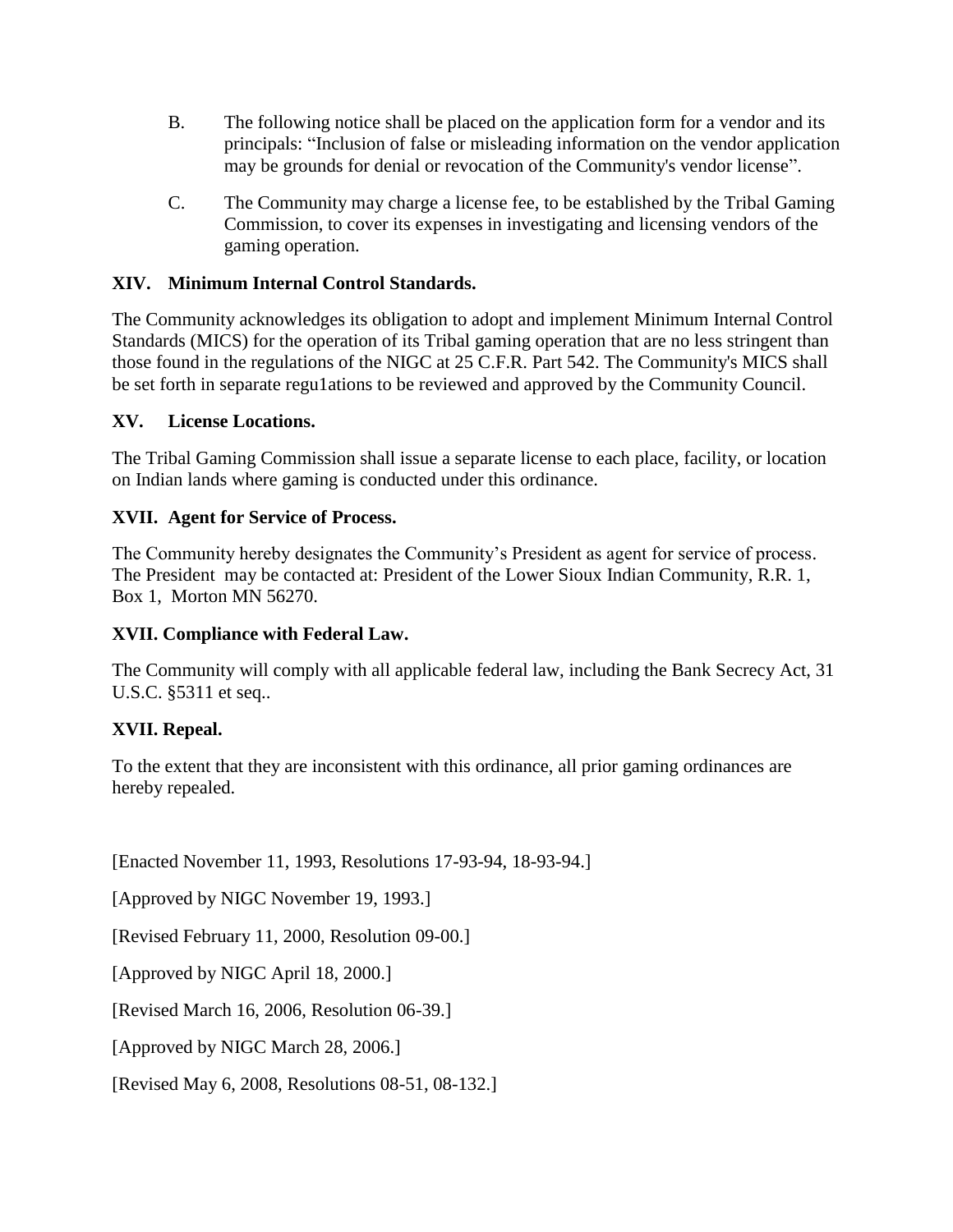B. The following notice shall be placed on the application form for a vendor and its principals: "Inclusion of false or misleading information on the vendor application may be grounds for denial or revocation of the Community's vendor license".

C. The Community may charge a license fee, to be established by the Tribal Gaming Commission, to cover its expenses in investigating and licensing vendors of the gaming operation.

**XIV. Minimum Internal Control Standards.**

The Community acknowledges its obligation to adopt and implement Minimum Internal Control Standards (MICS) for the operation of its Tribal gaming operation that are no less stringent than those found in the regulations of the NIGC at 25 C.F.R. Part 542. The Community's MICS shall be set forth in separate regu1ations to be reviewed and approved by the Community Council.

**XV. License Locations.**

The Tribal Gaming Commission shall issue a separate license to each place, facility, or location on Indian lands where gaming is conducted under this ordinance.

**XVII. Agent for Service of Process.**

The Community hereby designates the Community's President as agent for service of process. The President may be contacted at: President of the Lower Sioux Indian Community, R.R. 1, Box 1, Morton MN 56270.

**XVII. Compliance with Federal Law.**

The Community will comply with all applicable federal law, including the Bank Secrecy Act, 31 U.S.C. §5311 et seq..

**XVII. Repeal.**

To the extent that they are inconsistent with this ordinance, all prior gaming ordinances are hereby repealed.

[Enacted November 11, 1993, Resolutions 17-93-94, 18-93-94.]

[Approved by NIGC November 19, 1993.]

[Revised February 11, 2000, Resolution 09-00.]

[Approved by NIGC April 18, 2000.]

[Revised March 16, 2006, Resolution 06-39.]

[Approved by NIGC March 28, 2006.]

[Revised May 6, 2008, Resolutions 08-51, 08-132.]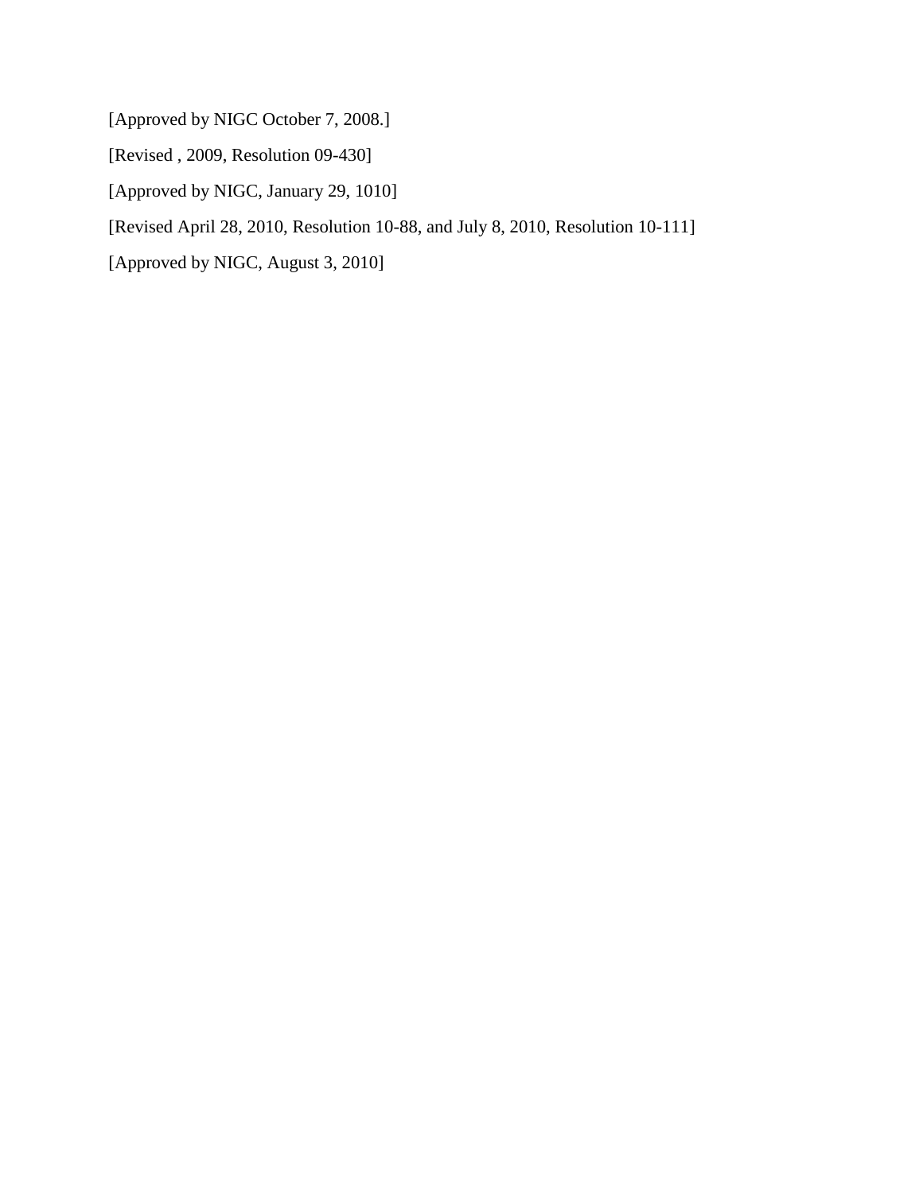[Approved by NIGC October 7, 2008.]

[Revised , 2009, Resolution 09-430]

[Approved by NIGC, January 29, 1010]

[Revised April 28, 2010, Resolution 10-88, and July 8, 2010, Resolution 10-111]

[Approved by NIGC, August 3, 2010]